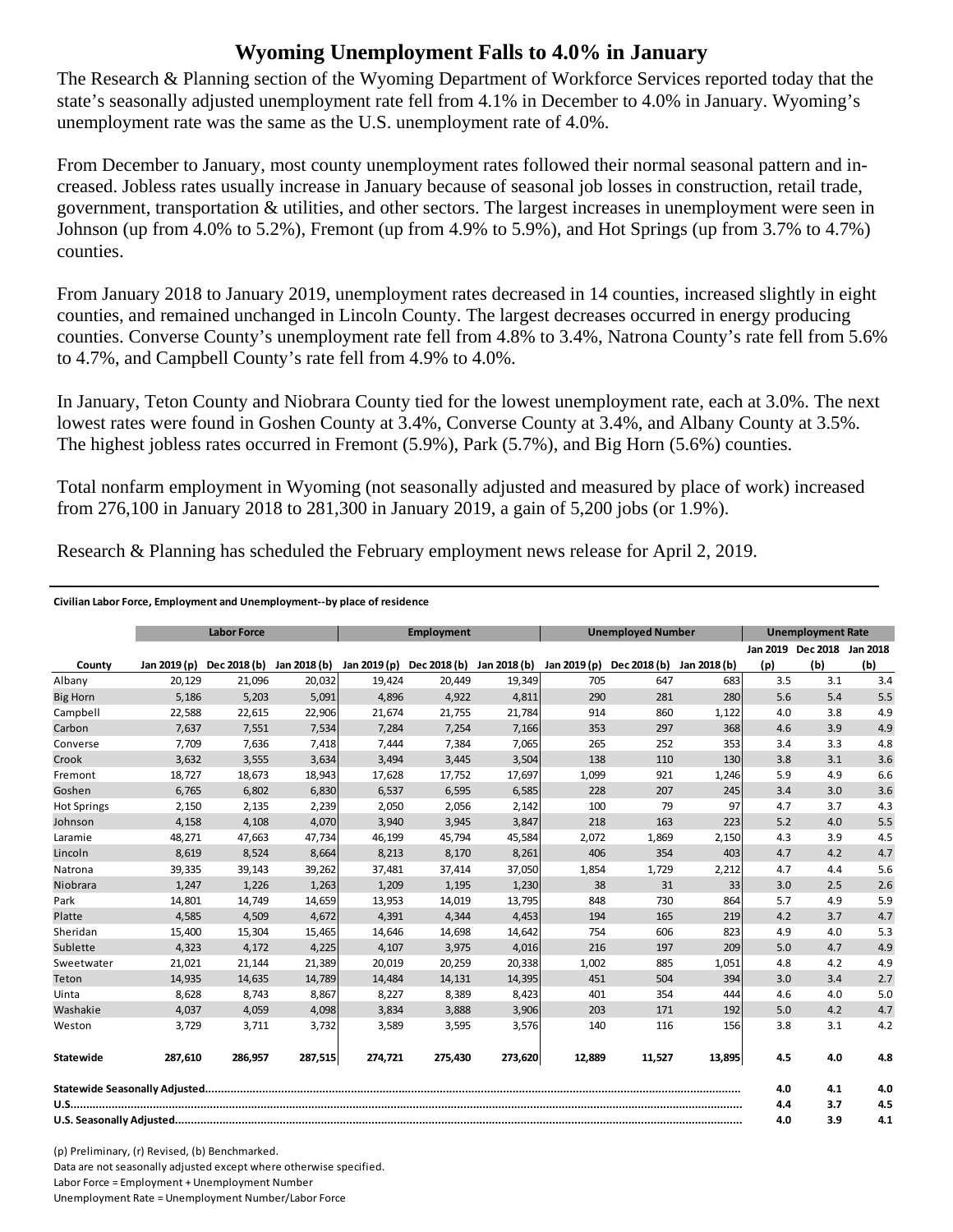# Wyoming Unemployment Falls to 4.0% in January

The Research & Planning section of the Wyoming Department of Workforce Services reported today that the state's seasonally adjusted unemployment rate fell from 4.1% in December to 4.0% in January. Wyoming's unemployment rate was the same as the U.S. unemployment rate of 4.0%.

From December to January, most county unemployment rates followed their normal seasonal pattern and increased. Jobless rates usually increase in January because of seasonal job losses in construction, retail trade, government, transportation & utilities, and other sectors. The largest increases in unemployment were seen in Johnson (up from 4.0% to 5.2%), Fremont (up from 4.9% to 5.9%), and Hot Springs (up from 3.7% to 4.7%) counties.

From January 2018 to January 2019, unemployment rates decreased in 14 counties, increased slightly in eight counties, and remained unchanged in Lincoln County. The largest decreases occurred in energy producing counties. Converse County's unemployment rate fell from 4.8% to 3.4%, Natrona County's rate fell from 5.6% to 4.7%, and Campbell County's rate fell from 4.9% to 4.0%.

In January, Teton County and Niobrara County tied for the lowest unemployment rate, each at 3.0%. The next lowest rates were found in Goshen County at 3.4%, Converse County at 3.4%, and Albany County at 3.5%. The highest jobless rates occurred in Fremont (5.9%), Park (5.7%), and Big Horn (5.6%) counties.

Total nonfarm employment in Wyoming (not seasonally adjusted and measured by place of work) increased from 276,100 in January 2018 to 281,300 in January 2019, a gain of 5,200 jobs (or 1.9%).

Research & Planning has scheduled the February employment news release for April 2, 2019.

**Civilian Labor Force, Employment and Unemployment--by place of residence**

| | Labor Force | | | Employment | | | Unemployed Number | | | Unemployment Rate | | |
|---|---|---|---|---|---|---|---|---|---|---|---|---|
| County | Jan 2019 (p) | Dec 2018 (b) | Jan 2018 (b) | Jan 2019 (p) | Dec 2018 (b) | Jan 2018 (b) | Jan 2019 (p) | Dec 2018 (b) | Jan 2018 (b) | Jan 2019 (p) | Dec 2018 (b) | Jan 2018 (b) |
| Albany | 20,129 | 21,096 | 20,032 | 19,424 | 20,449 | 19,349 | 705 | 647 | 683 | 3.5 | 3.1 | 3.4 |
| Big Horn | 5,186 | 5,203 | 5,091 | 4,896 | 4,922 | 4,811 | 290 | 281 | 280 | 5.6 | 5.4 | 5.5 |
| Campbell | 22,588 | 22,615 | 22,906 | 21,674 | 21,755 | 21,784 | 914 | 860 | 1,122 | 4.0 | 3.8 | 4.9 |
| Carbon | 7,637 | 7,551 | 7,534 | 7,284 | 7,254 | 7,166 | 353 | 297 | 368 | 4.6 | 3.9 | 4.9 |
| Converse | 7,709 | 7,636 | 7,418 | 7,444 | 7,384 | 7,065 | 265 | 252 | 353 | 3.4 | 3.3 | 4.8 |
| Crook | 3,632 | 3,555 | 3,634 | 3,494 | 3,445 | 3,504 | 138 | 110 | 130 | 3.8 | 3.1 | 3.6 |
| Fremont | 18,727 | 18,673 | 18,943 | 17,628 | 17,752 | 17,697 | 1,099 | 921 | 1,246 | 5.9 | 4.9 | 6.6 |
| Goshen | 6,765 | 6,802 | 6,830 | 6,537 | 6,595 | 6,585 | 228 | 207 | 245 | 3.4 | 3.0 | 3.6 |
| Hot Springs | 2,150 | 2,135 | 2,239 | 2,050 | 2,056 | 2,142 | 100 | 79 | 97 | 4.7 | 3.7 | 4.3 |
| Johnson | 4,158 | 4,108 | 4,070 | 3,940 | 3,945 | 3,847 | 218 | 163 | 223 | 5.2 | 4.0 | 5.5 |
| Laramie | 48,271 | 47,663 | 47,734 | 46,199 | 45,794 | 45,584 | 2,072 | 1,869 | 2,150 | 4.3 | 3.9 | 4.5 |
| Lincoln | 8,619 | 8,524 | 8,664 | 8,213 | 8,170 | 8,261 | 406 | 354 | 403 | 4.7 | 4.2 | 4.7 |
| Natrona | 39,335 | 39,143 | 39,262 | 37,481 | 37,414 | 37,050 | 1,854 | 1,729 | 2,212 | 4.7 | 4.4 | 5.6 |
| Niobrara | 1,247 | 1,226 | 1,263 | 1,209 | 1,195 | 1,230 | 38 | 31 | 33 | 3.0 | 2.5 | 2.6 |
| Park | 14,801 | 14,749 | 14,659 | 13,953 | 14,019 | 13,795 | 848 | 730 | 864 | 5.7 | 4.9 | 5.9 |
| Platte | 4,585 | 4,509 | 4,672 | 4,391 | 4,344 | 4,453 | 194 | 165 | 219 | 4.2 | 3.7 | 4.7 |
| Sheridan | 15,400 | 15,304 | 15,465 | 14,646 | 14,698 | 14,642 | 754 | 606 | 823 | 4.9 | 4.0 | 5.3 |
| Sublette | 4,323 | 4,172 | 4,225 | 4,107 | 3,975 | 4,016 | 216 | 197 | 209 | 5.0 | 4.7 | 4.9 |
| Sweetwater | 21,021 | 21,144 | 21,389 | 20,019 | 20,259 | 20,338 | 1,002 | 885 | 1,051 | 4.8 | 4.2 | 4.9 |
| Teton | 14,935 | 14,635 | 14,789 | 14,484 | 14,131 | 14,395 | 451 | 504 | 394 | 3.0 | 3.4 | 2.7 |
| Uinta | 8,628 | 8,743 | 8,867 | 8,227 | 8,389 | 8,423 | 401 | 354 | 444 | 4.6 | 4.0 | 5.0 |
| Washakie | 4,037 | 4,059 | 4,098 | 3,834 | 3,888 | 3,906 | 203 | 171 | 192 | 5.0 | 4.2 | 4.7 |
| Weston | 3,729 | 3,711 | 3,732 | 3,589 | 3,595 | 3,576 | 140 | 116 | 156 | 3.8 | 3.1 | 4.2 |
| **Statewide** | **287,610** | **286,957** | **287,515** | **274,721** | **275,430** | **273,620** | **12,889** | **11,527** | **13,895** | **4.5** | **4.0** | **4.8** |
| **Statewide Seasonally Adjusted** | | | | | | | | | | **4.0** | **4.1** | **4.0** |
| **U.S.** | | | | | | | | | | **4.4** | **3.7** | **4.5** |
| **U.S. Seasonally Adjusted** | | | | | | | | | | **4.0** | **3.9** | **4.1** |

(p) Preliminary, (r) Revised, (b) Benchmarked.

Data are not seasonally adjusted except where otherwise specified.

Labor Force = Employment + Unemployment Number

Unemployment Rate = Unemployment Number/Labor Force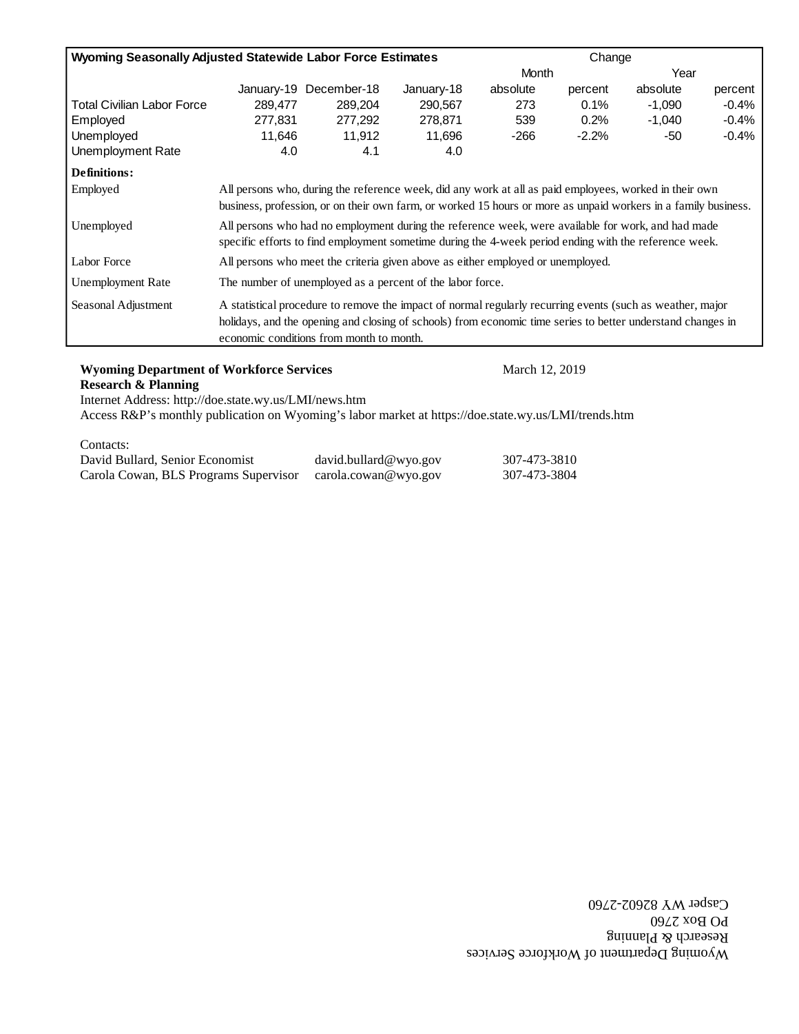| Wyoming Seasonally Adjusted Statewide Labor Force Estimates | | | | Change | | | |
|---|---|---|---|---|---|---|---|
| | | | | Month | | Year | |
| | January-19 | December-18 | January-18 | absolute | percent | absolute | percent |
| Total Civilian Labor Force | 289,477 | 289,204 | 290,567 | 273 | 0.1% | -1,090 | -0.4% |
| Employed | 277,831 | 277,292 | 278,871 | 539 | 0.2% | -1,040 | -0.4% |
| Unemployed | 11,646 | 11,912 | 11,696 | -266 | -2.2% | -50 | -0.4% |
| Unemployment Rate | 4.0 | 4.1 | 4.0 | | | | |

**Definitions:**

| | |
|---|---|
| Employed | All persons who, during the reference week, did any work at all as paid employees, worked in their own business, profession, or on their own farm, or worked 15 hours or more as unpaid workers in a family business. |
| Unemployed | All persons who had no employment during the reference week, were available for work, and had made specific efforts to find employment sometime during the 4-week period ending with the reference week. |
| Labor Force | All persons who meet the criteria given above as either employed or unemployed. |
| Unemployment Rate | The number of unemployed as a percent of the labor force. |
| Seasonal Adjustment | A statistical procedure to remove the impact of normal regularly recurring events (such as weather, major holidays, and the opening and closing of schools) from economic time series to better understand changes in economic conditions from month to month. |

**Wyoming Department of Workforce Services**
**Research & Planning**
Internet Address: http://doe.state.wy.us/LMI/news.htm
Access R&P's monthly publication on Wyoming's labor market at https://doe.state.wy.us/LMI/trends.htm

March 12, 2019

Contacts:

| | | |
|---|---|---|
| David Bullard, Senior Economist | david.bullard@wyo.gov | 307-473-3810 |
| Carola Cowan, BLS Programs Supervisor | carola.cowan@wyo.gov | 307-473-3804 |

Wyoming Department of Workforce Services
Research & Planning
PO Box 2760
Casper WY 82602-2760